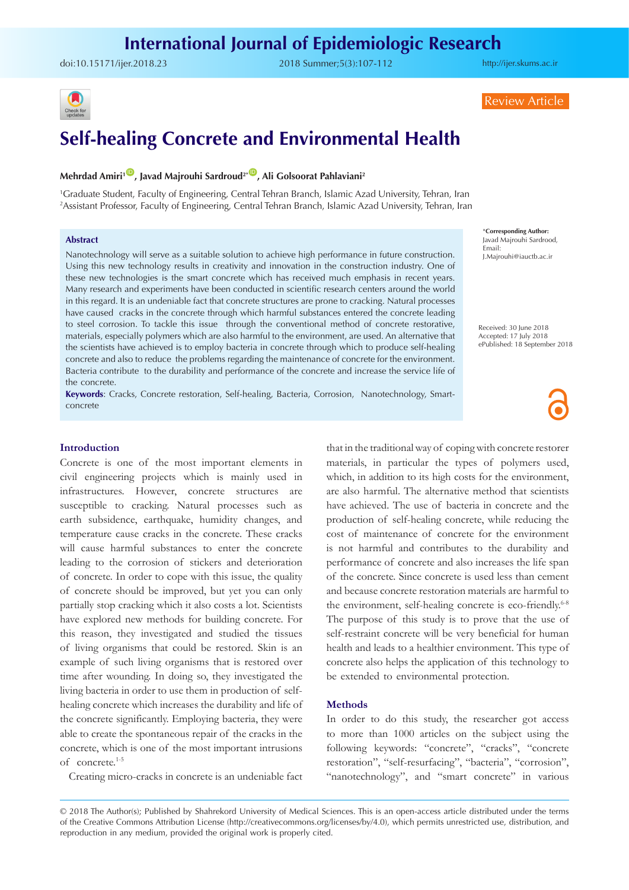Review Article

# Self-healing Concrete and Environmental Health

**Mehrdad Amiri[1], Javad Majrouhi Sardroud[2*], Ali Golsoorat Pahlaviani[2]**

[1]Graduate Student, Faculty of Engineering, Central Tehran Branch, Islamic Azad University, Tehran, Iran
[2]Assistant Professor, Faculty of Engineering, Central Tehran Branch, Islamic Azad University, Tehran, Iran

\*Corresponding Author: Javad Majrouhi Sardrood, Email: J.Majrouhi@iauctb.ac.ir

Received: 30 June 2018
Accepted: 17 July 2018
ePublished: 18 September 2018

## Abstract

Nanotechnology will serve as a suitable solution to achieve high performance in future construction. Using this new technology results in creativity and innovation in the construction industry. One of these new technologies is the smart concrete which has received much emphasis in recent years. Many research and experiments have been conducted in scientific research centers around the world in this regard. It is an undeniable fact that concrete structures are prone to cracking. Natural processes have caused cracks in the concrete through which harmful substances entered the concrete leading to steel corrosion. To tackle this issue through the conventional method of concrete restorative, materials, especially polymers which are also harmful to the environment, are used. An alternative that the scientists have achieved is to employ bacteria in concrete through which to produce self-healing concrete and also to reduce the problems regarding the maintenance of concrete for the environment. Bacteria contribute to the durability and performance of the concrete and increase the service life of the concrete.

**Keywords**: Cracks, Concrete restoration, Self-healing, Bacteria, Corrosion, Nanotechnology, Smart-concrete

## Introduction

Concrete is one of the most important elements in civil engineering projects which is mainly used in infrastructures. However, concrete structures are susceptible to cracking. Natural processes such as earth subsidence, earthquake, humidity changes, and temperature cause cracks in the concrete. These cracks will cause harmful substances to enter the concrete leading to the corrosion of stickers and deterioration of concrete. In order to cope with this issue, the quality of concrete should be improved, but yet you can only partially stop cracking which it also costs a lot. Scientists have explored new methods for building concrete. For this reason, they investigated and studied the tissues of living organisms that could be restored. Skin is an example of such living organisms that is restored over time after wounding. In doing so, they investigated the living bacteria in order to use them in production of self-healing concrete which increases the durability and life of the concrete significantly. Employing bacteria, they were able to create the spontaneous repair of the cracks in the concrete, which is one of the most important intrusions of concrete.[1-5]

Creating micro-cracks in concrete is an undeniable fact that in the traditional way of coping with concrete restorer materials, in particular the types of polymers used, which, in addition to its high costs for the environment, are also harmful. The alternative method that scientists have achieved. The use of bacteria in concrete and the production of self-healing concrete, while reducing the cost of maintenance of concrete for the environment is not harmful and contributes to the durability and performance of concrete and also increases the life span of the concrete. Since concrete is used less than cement and because concrete restoration materials are harmful to the environment, self-healing concrete is eco-friendly.[6-8] The purpose of this study is to prove that the use of self-restraint concrete will be very beneficial for human health and leads to a healthier environment. This type of concrete also helps the application of this technology to be extended to environmental protection.

## Methods

In order to do this study, the researcher got access to more than 1000 articles on the subject using the following keywords: "concrete", "cracks", "concrete restoration", "self-resurfacing", "bacteria", "corrosion", "nanotechnology", and "smart concrete" in various

© 2018 The Author(s); Published by Shahrekord University of Medical Sciences. This is an open-access article distributed under the terms of the Creative Commons Attribution License (http://creativecommons.org/licenses/by/4.0), which permits unrestricted use, distribution, and reproduction in any medium, provided the original work is properly cited.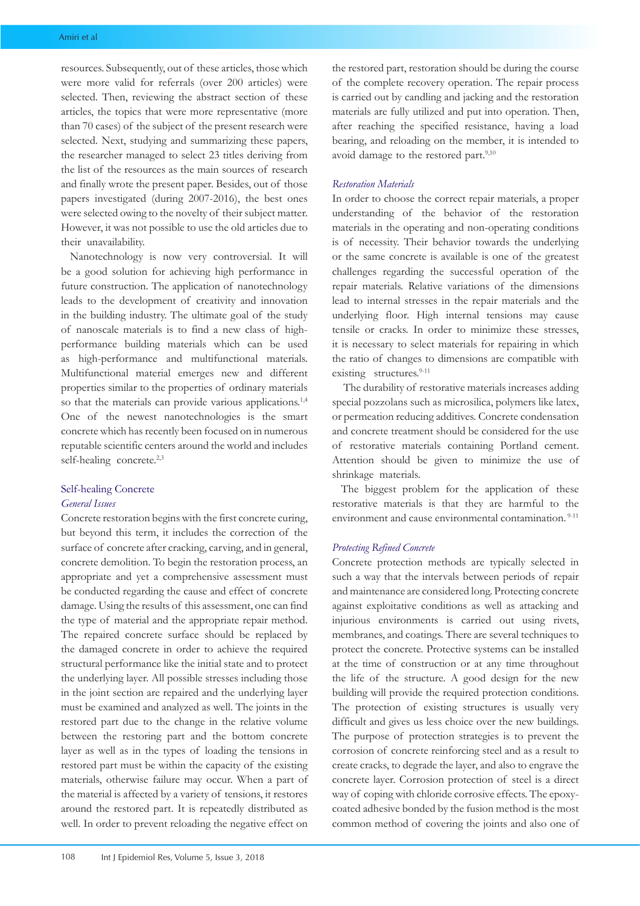resources. Subsequently, out of these articles, those which were more valid for referrals (over 200 articles) were selected. Then, reviewing the abstract section of these articles, the topics that were more representative (more than 70 cases) of the subject of the present research were selected. Next, studying and summarizing these papers, the researcher managed to select 23 titles deriving from the list of the resources as the main sources of research and finally wrote the present paper. Besides, out of those papers investigated (during 2007-2016), the best ones were selected owing to the novelty of their subject matter. However, it was not possible to use the old articles due to their unavailability.

Nanotechnology is now very controversial. It will be a good solution for achieving high performance in future construction. The application of nanotechnology leads to the development of creativity and innovation in the building industry. The ultimate goal of the study of nanoscale materials is to find a new class of high-performance building materials which can be used as high-performance and multifunctional materials. Multifunctional material emerges new and different properties similar to the properties of ordinary materials so that the materials can provide various applications.[1,4] One of the newest nanotechnologies is the smart concrete which has recently been focused on in numerous reputable scientific centers around the world and includes self-healing concrete.[2,3]

## Self-healing Concrete

### *General Issues*

Concrete restoration begins with the first concrete curing, but beyond this term, it includes the correction of the surface of concrete after cracking, carving, and in general, concrete demolition. To begin the restoration process, an appropriate and yet a comprehensive assessment must be conducted regarding the cause and effect of concrete damage. Using the results of this assessment, one can find the type of material and the appropriate repair method. The repaired concrete surface should be replaced by the damaged concrete in order to achieve the required structural performance like the initial state and to protect the underlying layer. All possible stresses including those in the joint section are repaired and the underlying layer must be examined and analyzed as well. The joints in the restored part due to the change in the relative volume between the restoring part and the bottom concrete layer as well as in the types of loading the tensions in restored part must be within the capacity of the existing materials, otherwise failure may occur. When a part of the material is affected by a variety of tensions, it restores around the restored part. It is repeatedly distributed as well. In order to prevent reloading the negative effect on the restored part, restoration should be during the course of the complete recovery operation. The repair process is carried out by candling and jacking and the restoration materials are fully utilized and put into operation. Then, after reaching the specified resistance, having a load bearing, and reloading on the member, it is intended to avoid damage to the restored part.[9,10]

### *Restoration Materials*

In order to choose the correct repair materials, a proper understanding of the behavior of the restoration materials in the operating and non-operating conditions is of necessity. Their behavior towards the underlying or the same concrete is available is one of the greatest challenges regarding the successful operation of the repair materials. Relative variations of the dimensions lead to internal stresses in the repair materials and the underlying floor. High internal tensions may cause tensile or cracks. In order to minimize these stresses, it is necessary to select materials for repairing in which the ratio of changes to dimensions are compatible with existing structures.[9-11]

The durability of restorative materials increases adding special pozzolans such as microsilica, polymers like latex, or permeation reducing additives. Concrete condensation and concrete treatment should be considered for the use of restorative materials containing Portland cement. Attention should be given to minimize the use of shrinkage materials.

The biggest problem for the application of these restorative materials is that they are harmful to the environment and cause environmental contamination.[9-11]

### *Protecting Refined Concrete*

Concrete protection methods are typically selected in such a way that the intervals between periods of repair and maintenance are considered long. Protecting concrete against exploitative conditions as well as attacking and injurious environments is carried out using rivets, membranes, and coatings. There are several techniques to protect the concrete. Protective systems can be installed at the time of construction or at any time throughout the life of the structure. A good design for the new building will provide the required protection conditions. The protection of existing structures is usually very difficult and gives us less choice over the new buildings. The purpose of protection strategies is to prevent the corrosion of concrete reinforcing steel and as a result to create cracks, to degrade the layer, and also to engrave the concrete layer. Corrosion protection of steel is a direct way of coping with chloride corrosive effects. The epoxy-coated adhesive bonded by the fusion method is the most common method of covering the joints and also one of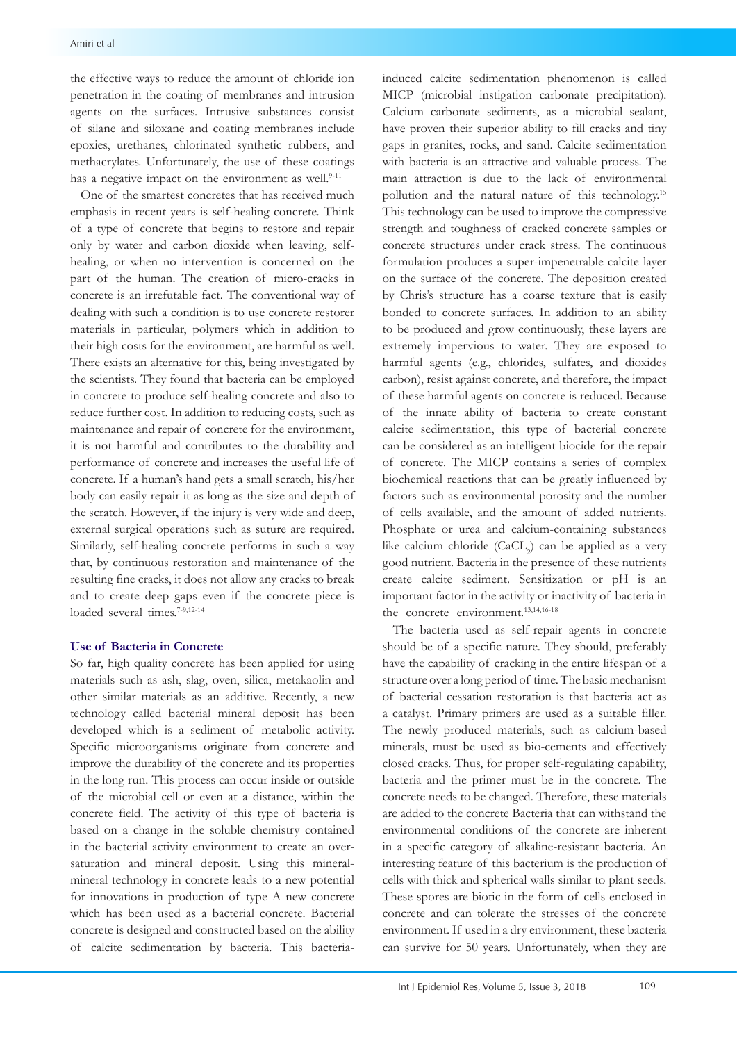the effective ways to reduce the amount of chloride ion penetration in the coating of membranes and intrusion agents on the surfaces. Intrusive substances consist of silane and siloxane and coating membranes include epoxies, urethanes, chlorinated synthetic rubbers, and methacrylates. Unfortunately, the use of these coatings has a negative impact on the environment as well.[9-11]

One of the smartest concretes that has received much emphasis in recent years is self-healing concrete. Think of a type of concrete that begins to restore and repair only by water and carbon dioxide when leaving, self-healing, or when no intervention is concerned on the part of the human. The creation of micro-cracks in concrete is an irrefutable fact. The conventional way of dealing with such a condition is to use concrete restorer materials in particular, polymers which in addition to their high costs for the environment, are harmful as well. There exists an alternative for this, being investigated by the scientists. They found that bacteria can be employed in concrete to produce self-healing concrete and also to reduce further cost. In addition to reducing costs, such as maintenance and repair of concrete for the environment, it is not harmful and contributes to the durability and performance of concrete and increases the useful life of concrete. If a human's hand gets a small scratch, his/her body can easily repair it as long as the size and depth of the scratch. However, if the injury is very wide and deep, external surgical operations such as suture are required. Similarly, self-healing concrete performs in such a way that, by continuous restoration and maintenance of the resulting fine cracks, it does not allow any cracks to break and to create deep gaps even if the concrete piece is loaded several times.[7-9,12-14]

### Use of Bacteria in Concrete

So far, high quality concrete has been applied for using materials such as ash, slag, oven, silica, metakaolin and other similar materials as an additive. Recently, a new technology called bacterial mineral deposit has been developed which is a sediment of metabolic activity. Specific microorganisms originate from concrete and improve the durability of the concrete and its properties in the long run. This process can occur inside or outside of the microbial cell or even at a distance, within the concrete field. The activity of this type of bacteria is based on a change in the soluble chemistry contained in the bacterial activity environment to create an over-saturation and mineral deposit. Using this mineral-mineral technology in concrete leads to a new potential for innovations in production of type A new concrete which has been used as a bacterial concrete. Bacterial concrete is designed and constructed based on the ability of calcite sedimentation by bacteria. This bacteria-induced calcite sedimentation phenomenon is called MICP (microbial instigation carbonate precipitation). Calcium carbonate sediments, as a microbial sealant, have proven their superior ability to fill cracks and tiny gaps in granites, rocks, and sand. Calcite sedimentation with bacteria is an attractive and valuable process. The main attraction is due to the lack of environmental pollution and the natural nature of this technology.[15] This technology can be used to improve the compressive strength and toughness of cracked concrete samples or concrete structures under crack stress. The continuous formulation produces a super-impenetrable calcite layer on the surface of the concrete. The deposition created by Chris's structure has a coarse texture that is easily bonded to concrete surfaces. In addition to an ability to be produced and grow continuously, these layers are extremely impervious to water. They are exposed to harmful agents (e.g., chlorides, sulfates, and dioxides carbon), resist against concrete, and therefore, the impact of these harmful agents on concrete is reduced. Because of the innate ability of bacteria to create constant calcite sedimentation, this type of bacterial concrete can be considered as an intelligent biocide for the repair of concrete. The MICP contains a series of complex biochemical reactions that can be greatly influenced by factors such as environmental porosity and the number of cells available, and the amount of added nutrients. Phosphate or urea and calcium-containing substances like calcium chloride ($CaCL_2$) can be applied as a very good nutrient. Bacteria in the presence of these nutrients create calcite sediment. Sensitization or pH is an important factor in the activity or inactivity of bacteria in the concrete environment.[13,14,16-18]

The bacteria used as self-repair agents in concrete should be of a specific nature. They should, preferably have the capability of cracking in the entire lifespan of a structure over a long period of time. The basic mechanism of bacterial cessation restoration is that bacteria act as a catalyst. Primary primers are used as a suitable filler. The newly produced materials, such as calcium-based minerals, must be used as bio-cements and effectively closed cracks. Thus, for proper self-regulating capability, bacteria and the primer must be in the concrete. The concrete needs to be changed. Therefore, these materials are added to the concrete Bacteria that can withstand the environmental conditions of the concrete are inherent in a specific category of alkaline-resistant bacteria. An interesting feature of this bacterium is the production of cells with thick and spherical walls similar to plant seeds. These spores are biotic in the form of cells enclosed in concrete and can tolerate the stresses of the concrete environment. If used in a dry environment, these bacteria can survive for 50 years. Unfortunately, when they are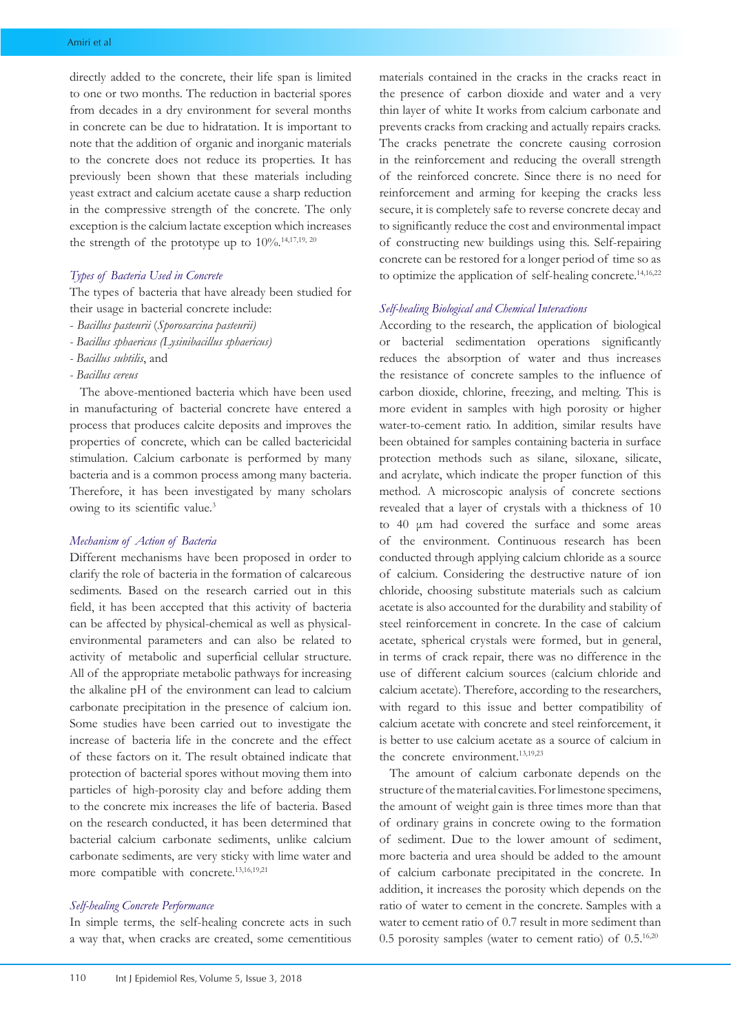directly added to the concrete, their life span is limited to one or two months. The reduction in bacterial spores from decades in a dry environment for several months in concrete can be due to hidratation. It is important to note that the addition of organic and inorganic materials to the concrete does not reduce its properties. It has previously been shown that these materials including yeast extract and calcium acetate cause a sharp reduction in the compressive strength of the concrete. The only exception is the calcium lactate exception which increases the strength of the prototype up to 10%.[14,17,19, 20]

### *Types of Bacteria Used in Concrete*

The types of bacteria that have already been studied for their usage in bacterial concrete include:

- *Bacillus pasteurii* (*Sporosarcina pasteurii*)
- *Bacillus sphaericus (Lysinibacillus sphaericus)*
- *Bacillus subtilis*, and
- *Bacillus cereus*

The above-mentioned bacteria which have been used in manufacturing of bacterial concrete have entered a process that produces calcite deposits and improves the properties of concrete, which can be called bactericidal stimulation. Calcium carbonate is performed by many bacteria and is a common process among many bacteria. Therefore, it has been investigated by many scholars owing to its scientific value.[3]

### *Mechanism of Action of Bacteria*

Different mechanisms have been proposed in order to clarify the role of bacteria in the formation of calcareous sediments. Based on the research carried out in this field, it has been accepted that this activity of bacteria can be affected by physical-chemical as well as physical-environmental parameters and can also be related to activity of metabolic and superficial cellular structure. All of the appropriate metabolic pathways for increasing the alkaline pH of the environment can lead to calcium carbonate precipitation in the presence of calcium ion. Some studies have been carried out to investigate the increase of bacteria life in the concrete and the effect of these factors on it. The result obtained indicate that protection of bacterial spores without moving them into particles of high-porosity clay and before adding them to the concrete mix increases the life of bacteria. Based on the research conducted, it has been determined that bacterial calcium carbonate sediments, unlike calcium carbonate sediments, are very sticky with lime water and more compatible with concrete.[13,16,19,21]

### *Self-healing Concrete Performance*

In simple terms, the self-healing concrete acts in such a way that, when cracks are created, some cementitious materials contained in the cracks in the cracks react in the presence of carbon dioxide and water and a very thin layer of white It works from calcium carbonate and prevents cracks from cracking and actually repairs cracks. The cracks penetrate the concrete causing corrosion in the reinforcement and reducing the overall strength of the reinforced concrete. Since there is no need for reinforcement and arming for keeping the cracks less secure, it is completely safe to reverse concrete decay and to significantly reduce the cost and environmental impact of constructing new buildings using this. Self-repairing concrete can be restored for a longer period of time so as to optimize the application of self-healing concrete.[14,16,22]

### *Self-healing Biological and Chemical Interactions*

According to the research, the application of biological or bacterial sedimentation operations significantly reduces the absorption of water and thus increases the resistance of concrete samples to the influence of carbon dioxide, chlorine, freezing, and melting. This is more evident in samples with high porosity or higher water-to-cement ratio. In addition, similar results have been obtained for samples containing bacteria in surface protection methods such as silane, siloxane, silicate, and acrylate, which indicate the proper function of this method. A microscopic analysis of concrete sections revealed that a layer of crystals with a thickness of 10 to 40 μm had covered the surface and some areas of the environment. Continuous research has been conducted through applying calcium chloride as a source of calcium. Considering the destructive nature of ion chloride, choosing substitute materials such as calcium acetate is also accounted for the durability and stability of steel reinforcement in concrete. In the case of calcium acetate, spherical crystals were formed, but in general, in terms of crack repair, there was no difference in the use of different calcium sources (calcium chloride and calcium acetate). Therefore, according to the researchers, with regard to this issue and better compatibility of calcium acetate with concrete and steel reinforcement, it is better to use calcium acetate as a source of calcium in the concrete environment.[13,19,23]

The amount of calcium carbonate depends on the structure of the material cavities. For limestone specimens, the amount of weight gain is three times more than that of ordinary grains in concrete owing to the formation of sediment. Due to the lower amount of sediment, more bacteria and urea should be added to the amount of calcium carbonate precipitated in the concrete. In addition, it increases the porosity which depends on the ratio of water to cement in the concrete. Samples with a water to cement ratio of 0.7 result in more sediment than 0.5 porosity samples (water to cement ratio) of 0.5.[16,20]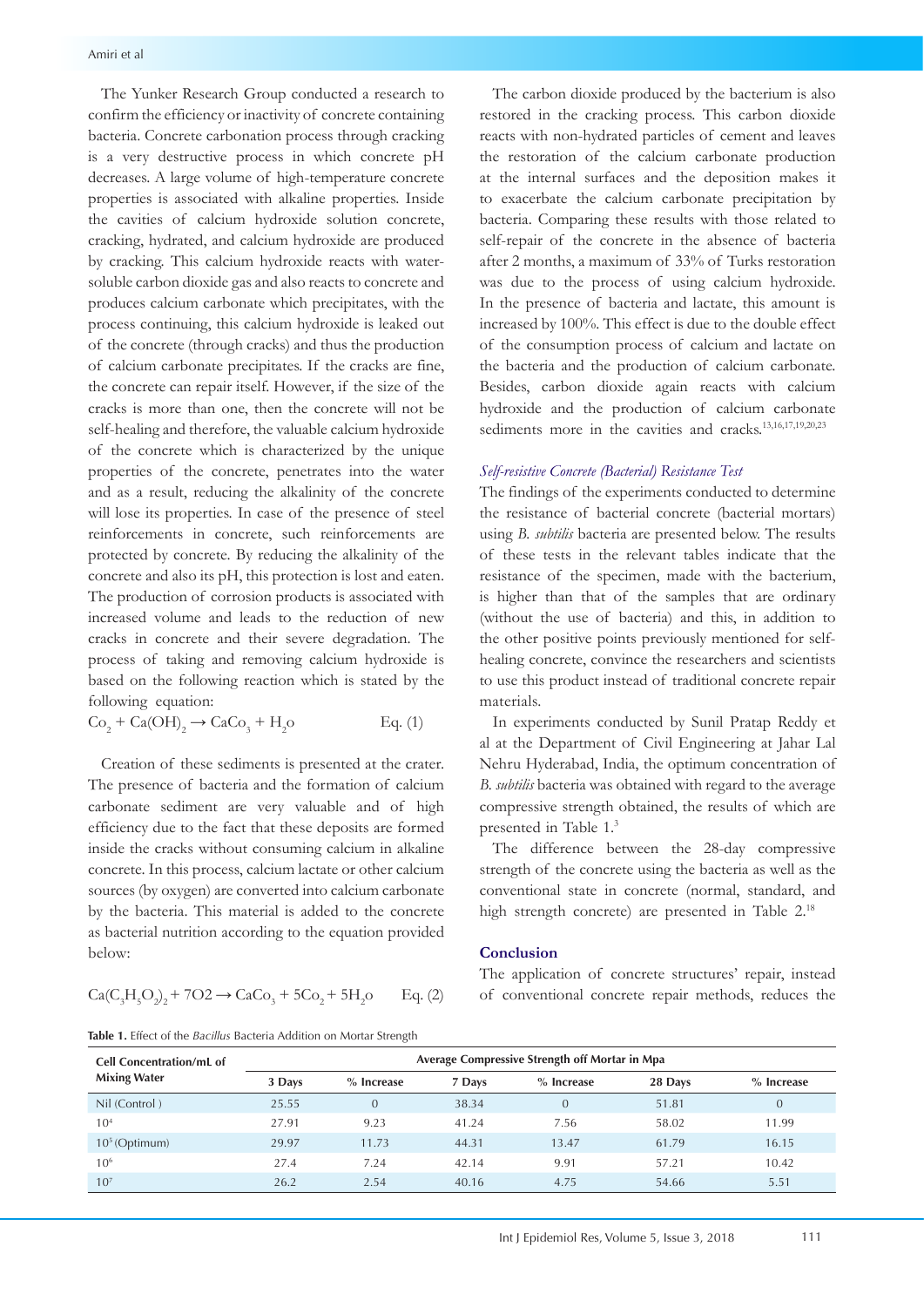The Yunker Research Group conducted a research to confirm the efficiency or inactivity of concrete containing bacteria. Concrete carbonation process through cracking is a very destructive process in which concrete pH decreases. A large volume of high-temperature concrete properties is associated with alkaline properties. Inside the cavities of calcium hydroxide solution concrete, cracking, hydrated, and calcium hydroxide are produced by cracking. This calcium hydroxide reacts with water-soluble carbon dioxide gas and also reacts to concrete and produces calcium carbonate which precipitates, with the process continuing, this calcium hydroxide is leaked out of the concrete (through cracks) and thus the production of calcium carbonate precipitates. If the cracks are fine, the concrete can repair itself. However, if the size of the cracks is more than one, then the concrete will not be self-healing and therefore, the valuable calcium hydroxide of the concrete which is characterized by the unique properties of the concrete, penetrates into the water and as a result, reducing the alkalinity of the concrete will lose its properties. In case of the presence of steel reinforcements in concrete, such reinforcements are protected by concrete. By reducing the alkalinity of the concrete and also its pH, this protection is lost and eaten. The production of corrosion products is associated with increased volume and leads to the reduction of new cracks in concrete and their severe degradation. The process of taking and removing calcium hydroxide is based on the following reaction which is stated by the following equation:

$$Co_2 + Ca(OH)_2 \rightarrow CaCo_3 + H_2o \qquad \text{Eq. (1)}$$

Creation of these sediments is presented at the crater. The presence of bacteria and the formation of calcium carbonate sediment are very valuable and of high efficiency due to the fact that these deposits are formed inside the cracks without consuming calcium in alkaline concrete. In this process, calcium lactate or other calcium sources (by oxygen) are converted into calcium carbonate by the bacteria. This material is added to the concrete as bacterial nutrition according to the equation provided below:

$$Ca(C_3H_5O_2)_2 + 7O2 \rightarrow CaCo_3 + 5Co_2 + 5H_2o \qquad \text{Eq. (2)}$$

The carbon dioxide produced by the bacterium is also restored in the cracking process. This carbon dioxide reacts with non-hydrated particles of cement and leaves the restoration of the calcium carbonate production at the internal surfaces and the deposition makes it to exacerbate the calcium carbonate precipitation by bacteria. Comparing these results with those related to self-repair of the concrete in the absence of bacteria after 2 months, a maximum of 33% of Turks restoration was due to the process of using calcium hydroxide. In the presence of bacteria and lactate, this amount is increased by 100%. This effect is due to the double effect of the consumption process of calcium and lactate on the bacteria and the production of calcium carbonate. Besides, carbon dioxide again reacts with calcium hydroxide and the production of calcium carbonate sediments more in the cavities and cracks.[13,16,17,19,20,23]

### *Self-resistive Concrete (Bacterial) Resistance Test*

The findings of the experiments conducted to determine the resistance of bacterial concrete (bacterial mortars) using *B. subtilis* bacteria are presented below. The results of these tests in the relevant tables indicate that the resistance of the specimen, made with the bacterium, is higher than that of the samples that are ordinary (without the use of bacteria) and this, in addition to the other positive points previously mentioned for self-healing concrete, convince the researchers and scientists to use this product instead of traditional concrete repair materials.

In experiments conducted by Sunil Pratap Reddy et al at the Department of Civil Engineering at Jahar Lal Nehru Hyderabad, India, the optimum concentration of *B. subtilis* bacteria was obtained with regard to the average compressive strength obtained, the results of which are presented in Table 1.[3]

The difference between the 28-day compressive strength of the concrete using the bacteria as well as the conventional state in concrete (normal, standard, and high strength concrete) are presented in Table 2.[18]

## Conclusion

The application of concrete structures' repair, instead of conventional concrete repair methods, reduces the

**Table 1.** Effect of the *Bacillus* Bacteria Addition on Mortar Strength

| Cell Concentration/mL of Mixing Water | Average Compressive Strength off Mortar in Mpa | | | | | |
|---|---|---|---|---|---|---|
| | 3 Days | % Increase | 7 Days | % Increase | 28 Days | % Increase |
| Nil (Control ) | 25.55 | 0 | 38.34 | 0 | 51.81 | 0 |
| $10^4$ | 27.91 | 9.23 | 41.24 | 7.56 | 58.02 | 11.99 |
| $10^5$ (Optimum) | 29.97 | 11.73 | 44.31 | 13.47 | 61.79 | 16.15 |
| $10^6$ | 27.4 | 7.24 | 42.14 | 9.91 | 57.21 | 10.42 |
| $10^7$ | 26.2 | 2.54 | 40.16 | 4.75 | 54.66 | 5.51 |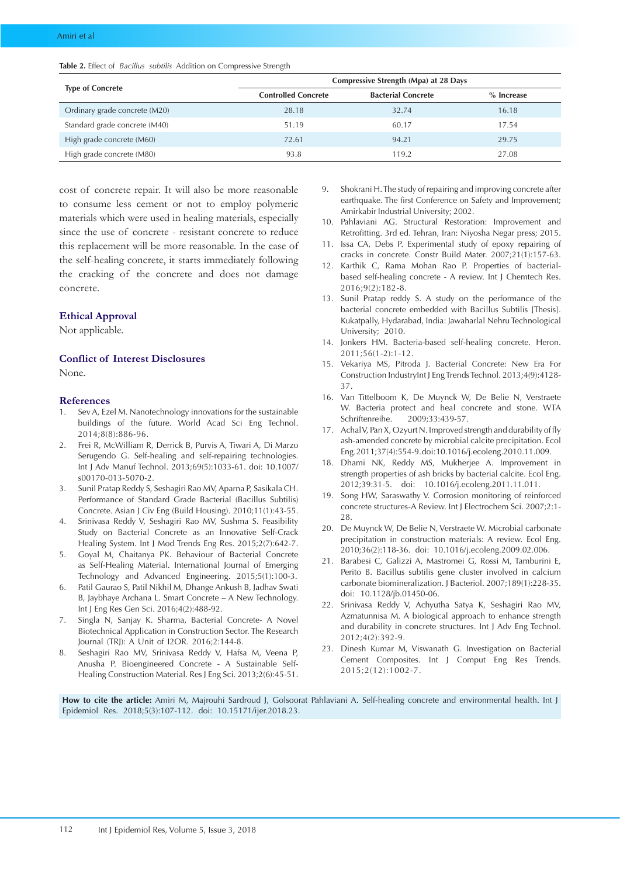**Table 2.** Effect of *Bacillus subtilis* Addition on Compressive Strength

| Type of Concrete | Compressive Strength (Mpa) at 28 Days | | |
|---|---|---|---|
| | Controlled Concrete | Bacterial Concrete | % Increase |
| Ordinary grade concrete (M20) | 28.18 | 32.74 | 16.18 |
| Standard grade concrete (M40) | 51.19 | 60.17 | 17.54 |
| High grade concrete (M60) | 72.61 | 94.21 | 29.75 |
| High grade concrete (M80) | 93.8 | 119.2 | 27.08 |

cost of concrete repair. It will also be more reasonable to consume less cement or not to employ polymeric materials which were used in healing materials, especially since the use of concrete - resistant concrete to reduce this replacement will be more reasonable. In the case of the self-healing concrete, it starts immediately following the cracking of the concrete and does not damage concrete.

## Ethical Approval

Not applicable.

## Conflict of Interest Disclosures

None.

## References

1. Sev A, Ezel M. Nanotechnology innovations for the sustainable buildings of the future. World Acad Sci Eng Technol. 2014;8(8):886-96.
2. Frei R, McWilliam R, Derrick B, Purvis A, Tiwari A, Di Marzo Serugendo G. Self-healing and self-repairing technologies. Int J Adv Manuf Technol. 2013;69(5):1033-61. doi: 10.1007/s00170-013-5070-2.
3. Sunil Pratap Reddy S, Seshagiri Rao MV, Aparna P, Sasikala CH. Performance of Standard Grade Bacterial (Bacillus Subtilis) Concrete. Asian J Civ Eng (Build Housing). 2010;11(1):43-55.
4. Srinivasa Reddy V, Seshagiri Rao MV, Sushma S. Feasibility Study on Bacterial Concrete as an Innovative Self-Crack Healing System. Int J Mod Trends Eng Res. 2015;2(7):642-7.
5. Goyal M, Chaitanya PK. Behaviour of Bacterial Concrete as Self-Healing Material. International Journal of Emerging Technology and Advanced Engineering. 2015;5(1):100-3.
6. Patil Gaurao S, Patil Nikhil M, Dhange Ankush B, Jadhav Swati B, Jaybhaye Archana L. Smart Concrete – A New Technology. Int J Eng Res Gen Sci. 2016;4(2):488-92.
7. Singla N, Sanjay K. Sharma, Bacterial Concrete- A Novel Biotechnical Application in Construction Sector. The Research Journal (TRJ): A Unit of I2OR. 2016;2:144-8.
8. Seshagiri Rao MV, Srinivasa Reddy V, Hafsa M, Veena P, Anusha P. Bioengineered Concrete - A Sustainable Self-Healing Construction Material. Res J Eng Sci. 2013;2(6):45-51.
9. Shokrani H. The study of repairing and improving concrete after earthquake. The first Conference on Safety and Improvement; Amirkabir Industrial University; 2002.
10. Pahlaviani AG. Structural Restoration: Improvement and Retrofitting. 3rd ed. Tehran, Iran: Niyosha Negar press; 2015.
11. Issa CA, Debs P. Experimental study of epoxy repairing of cracks in concrete. Constr Build Mater. 2007;21(1):157-63.
12. Karthik C, Rama Mohan Rao P. Properties of bacterial-based self-healing concrete - A review. Int J Chemtech Res. 2016;9(2):182-8.
13. Sunil Pratap reddy S. A study on the performance of the bacterial concrete embedded with Bacillus Subtilis [Thesis]. Kukatpally, Hydarabad, India: Jawaharlal Nehru Technological University; 2010.
14. Jonkers HM. Bacteria-based self-healing concrete. Heron. 2011;56(1-2):1-12.
15. Vekariya MS, Pitroda J. Bacterial Concrete: New Era For Construction IndustryInt J Eng Trends Technol. 2013;4(9):4128-37.
16. Van Tittelboom K, De Muynck W, De Belie N, Verstraete W. Bacteria protect and heal concrete and stone. WTA Schriftenreihe. 2009;33:439-57.
17. Achal V, Pan X, Ozyurt N. Improved strength and durability of fly ash-amended concrete by microbial calcite precipitation. Ecol Eng. 2011;37(4):554-9. doi:10.1016/j.ecoleng.2010.11.009.
18. Dhami NK, Reddy MS, Mukherjee A. Improvement in strength properties of ash bricks by bacterial calcite. Ecol Eng. 2012;39:31-5. doi: 10.1016/j.ecoleng.2011.11.011.
19. Song HW, Saraswathy V. Corrosion monitoring of reinforced concrete structures-A Review. Int J Electrochem Sci. 2007;2:1-28.
20. De Muynck W, De Belie N, Verstraete W. Microbial carbonate precipitation in construction materials: A review. Ecol Eng. 2010;36(2):118-36. doi: 10.1016/j.ecoleng.2009.02.006.
21. Barabesi C, Galizzi A, Mastromei G, Rossi M, Tamburini E, Perito B. Bacillus subtilis gene cluster involved in calcium carbonate biomineralization. J Bacteriol. 2007;189(1):228-35. doi: 10.1128/jb.01450-06.
22. Srinivasa Reddy V, Achyutha Satya K, Seshagiri Rao MV, Azmatunnisa M. A biological approach to enhance strength and durability in concrete structures. Int J Adv Eng Technol. 2012;4(2):392-9.
23. Dinesh Kumar M, Viswanath G. Investigation on Bacterial Cement Composites. Int J Comput Eng Res Trends. 2015;2(12):1002-7.

**How to cite the article:** Amiri M, Majrouhi Sardroud J, Golsoorat Pahlaviani A. Self-healing concrete and environmental health. Int J Epidemiol Res. 2018;5(3):107-112. doi: 10.15171/ijer.2018.23.